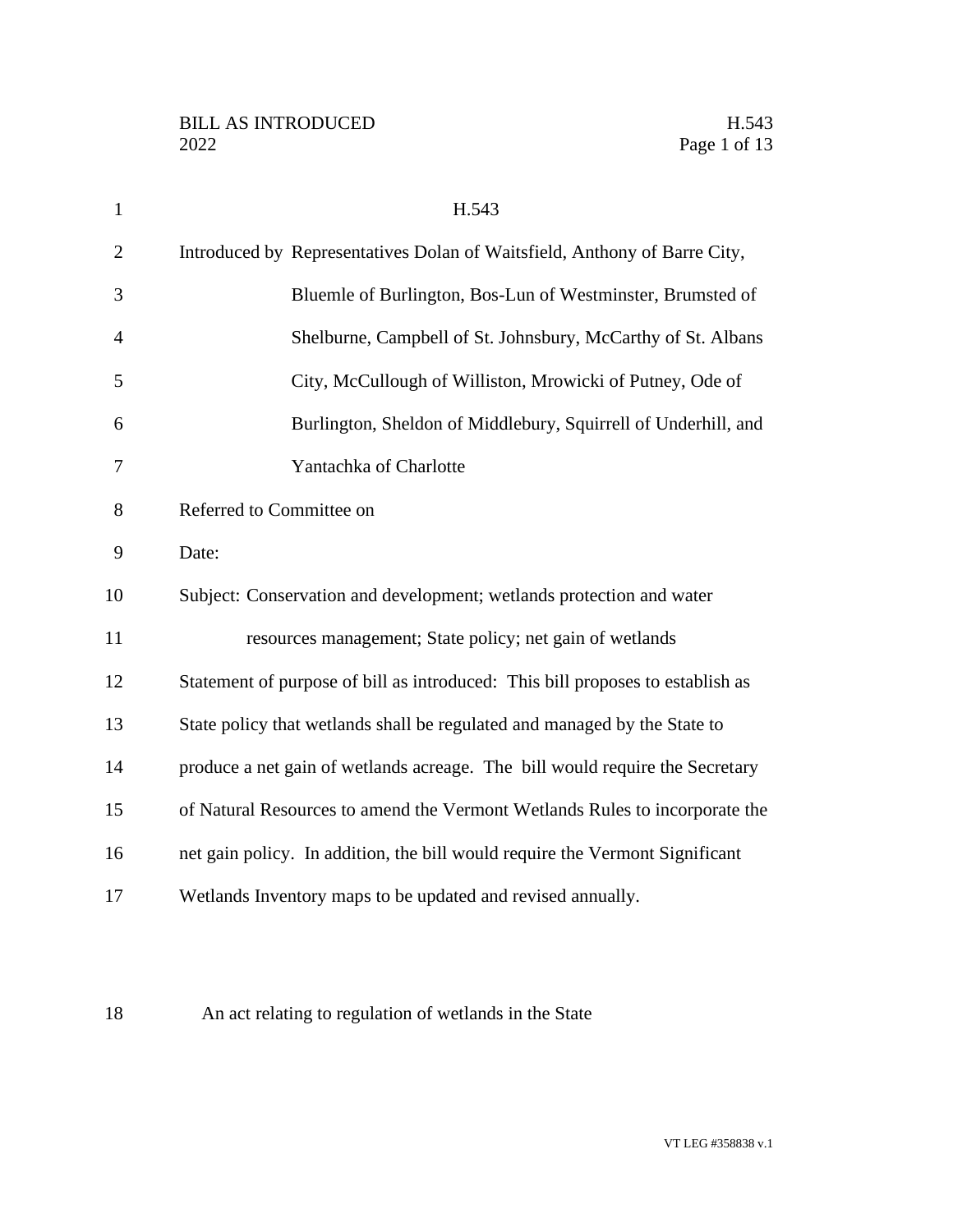# H.543

Introduced by Representatives Dolan of Waitsfield, Anthony of Barre City, Bluemle of Burlington, Bos-Lun of Westminster, Brumsted of Shelburne, Campbell of St. Johnsbury, McCarthy of St. Albans City, McCullough of Williston, Mrowicki of Putney, Ode of Burlington, Sheldon of Middlebury, Squirrell of Underhill, and Yantachka of Charlotte

Referred to Committee on

Date:

Subject: Conservation and development; wetlands protection and water resources management; State policy; net gain of wetlands

Statement of purpose of bill as introduced: This bill proposes to establish as State policy that wetlands shall be regulated and managed by the State to produce a net gain of wetlands acreage. The bill would require the Secretary of Natural Resources to amend the Vermont Wetlands Rules to incorporate the net gain policy. In addition, the bill would require the Vermont Significant Wetlands Inventory maps to be updated and revised annually.

An act relating to regulation of wetlands in the State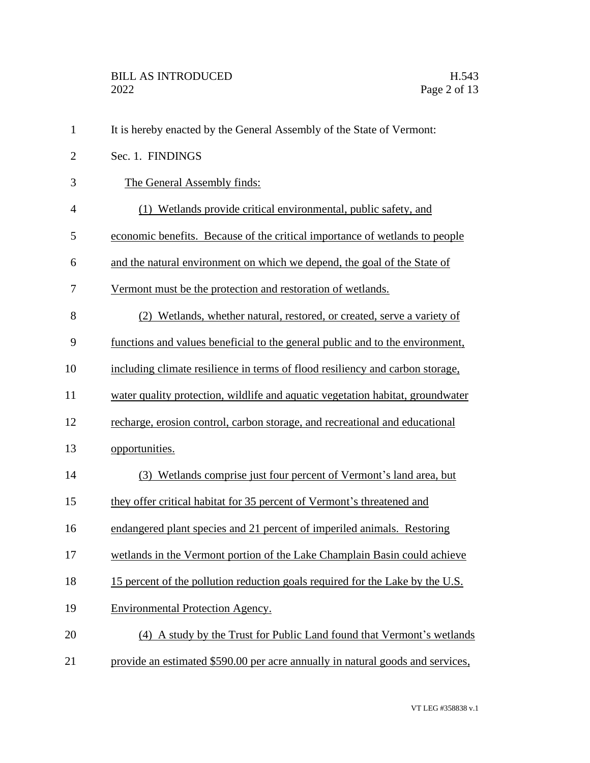It is hereby enacted by the General Assembly of the State of Vermont:

Sec. 1. FINDINGS

The General Assembly finds:

(1) Wetlands provide critical environmental, public safety, and economic benefits. Because of the critical importance of wetlands to people and the natural environment on which we depend, the goal of the State of Vermont must be the protection and restoration of wetlands.

(2) Wetlands, whether natural, restored, or created, serve a variety of functions and values beneficial to the general public and to the environment, including climate resilience in terms of flood resiliency and carbon storage, water quality protection, wildlife and aquatic vegetation habitat, groundwater recharge, erosion control, carbon storage, and recreational and educational opportunities.

(3) Wetlands comprise just four percent of Vermont's land area, but they offer critical habitat for 35 percent of Vermont's threatened and endangered plant species and 21 percent of imperiled animals. Restoring wetlands in the Vermont portion of the Lake Champlain Basin could achieve 15 percent of the pollution reduction goals required for the Lake by the U.S. Environmental Protection Agency.

(4) A study by the Trust for Public Land found that Vermont's wetlands provide an estimated $590.00 per acre annually in natural goods and services,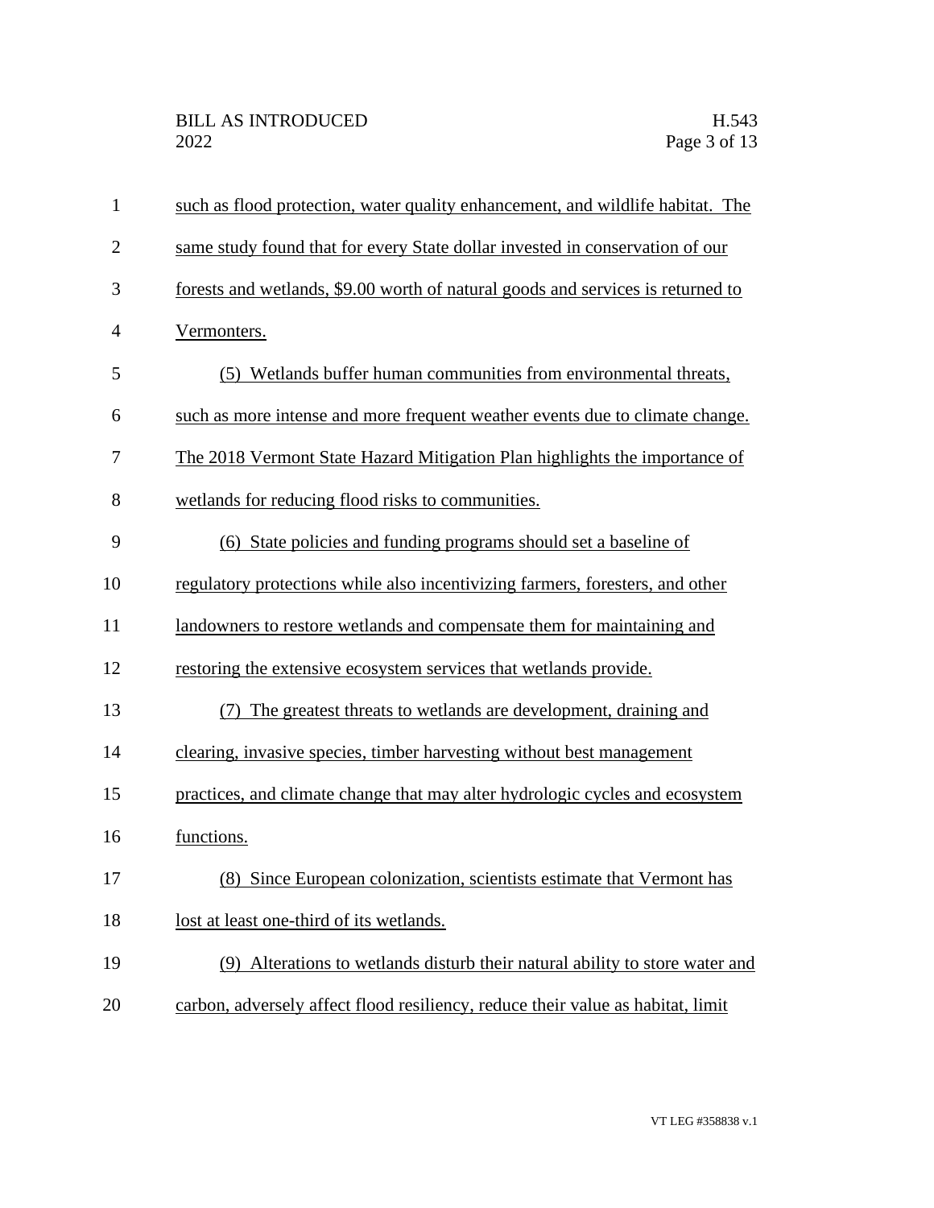such as flood protection, water quality enhancement, and wildlife habitat. The same study found that for every State dollar invested in conservation of our forests and wetlands, $9.00 worth of natural goods and services is returned to Vermonters.

(5) Wetlands buffer human communities from environmental threats, such as more intense and more frequent weather events due to climate change. The 2018 Vermont State Hazard Mitigation Plan highlights the importance of wetlands for reducing flood risks to communities.

(6) State policies and funding programs should set a baseline of regulatory protections while also incentivizing farmers, foresters, and other landowners to restore wetlands and compensate them for maintaining and restoring the extensive ecosystem services that wetlands provide.

(7) The greatest threats to wetlands are development, draining and clearing, invasive species, timber harvesting without best management practices, and climate change that may alter hydrologic cycles and ecosystem functions.

(8) Since European colonization, scientists estimate that Vermont has lost at least one-third of its wetlands.

(9) Alterations to wetlands disturb their natural ability to store water and carbon, adversely affect flood resiliency, reduce their value as habitat, limit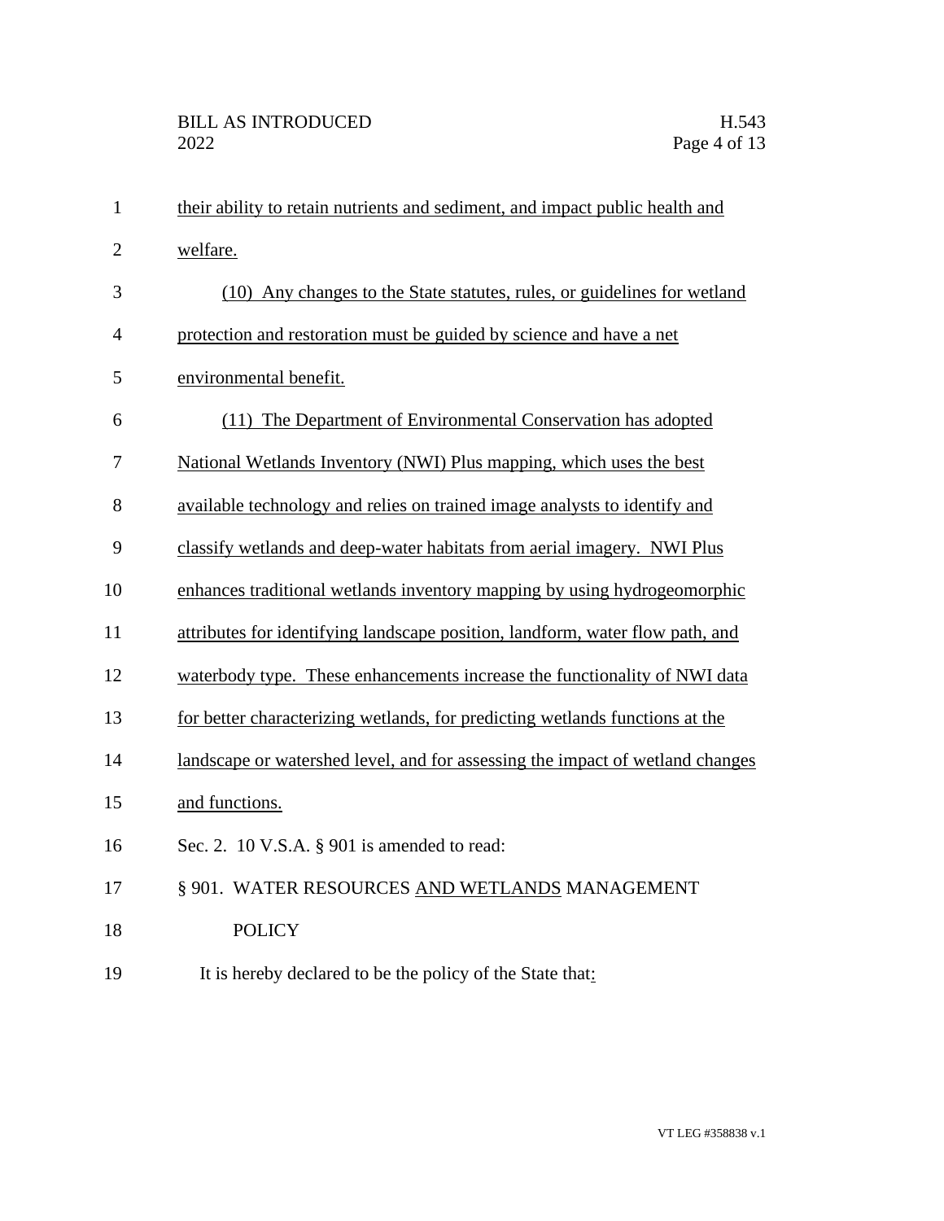their ability to retain nutrients and sediment, and impact public health and welfare.

(10) Any changes to the State statutes, rules, or guidelines for wetland protection and restoration must be guided by science and have a net environmental benefit.

(11) The Department of Environmental Conservation has adopted National Wetlands Inventory (NWI) Plus mapping, which uses the best available technology and relies on trained image analysts to identify and classify wetlands and deep-water habitats from aerial imagery. NWI Plus enhances traditional wetlands inventory mapping by using hydrogeomorphic attributes for identifying landscape position, landform, water flow path, and waterbody type. These enhancements increase the functionality of NWI data for better characterizing wetlands, for predicting wetlands functions at the landscape or watershed level, and for assessing the impact of wetland changes and functions.

Sec. 2. 10 V.S.A. § 901 is amended to read:

§ 901. WATER RESOURCES AND WETLANDS MANAGEMENT POLICY

It is hereby declared to be the policy of the State that: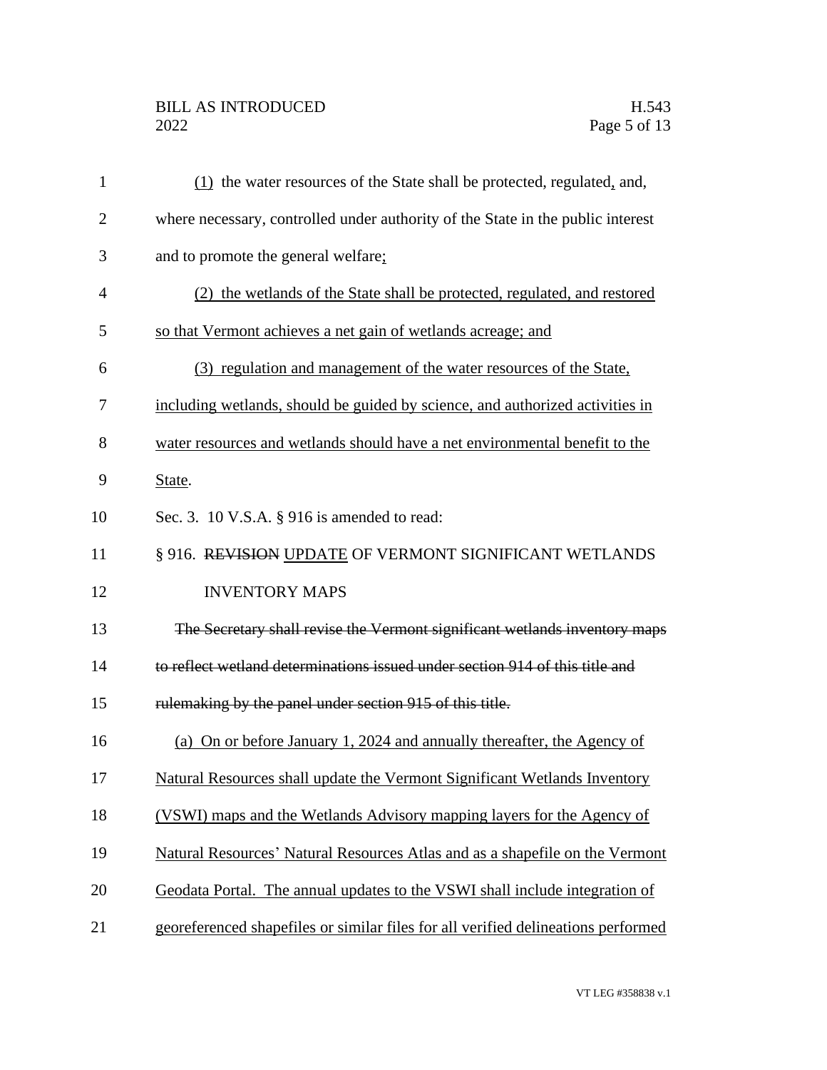(1) the water resources of the State shall be protected, regulated, and, where necessary, controlled under authority of the State in the public interest and to promote the general welfare;

(2) the wetlands of the State shall be protected, regulated, and restored so that Vermont achieves a net gain of wetlands acreage; and

(3) regulation and management of the water resources of the State, including wetlands, should be guided by science, and authorized activities in water resources and wetlands should have a net environmental benefit to the State.

Sec. 3. 10 V.S.A. § 916 is amended to read:

§ 916. ~~REVISION~~ UPDATE OF VERMONT SIGNIFICANT WETLANDS INVENTORY MAPS

~~The Secretary shall revise the Vermont significant wetlands inventory maps to reflect wetland determinations issued under section 914 of this title and rulemaking by the panel under section 915 of this title.~~

(a) On or before January 1, 2024 and annually thereafter, the Agency of Natural Resources shall update the Vermont Significant Wetlands Inventory (VSWI) maps and the Wetlands Advisory mapping layers for the Agency of Natural Resources' Natural Resources Atlas and as a shapefile on the Vermont Geodata Portal. The annual updates to the VSWI shall include integration of georeferenced shapefiles or similar files for all verified delineations performed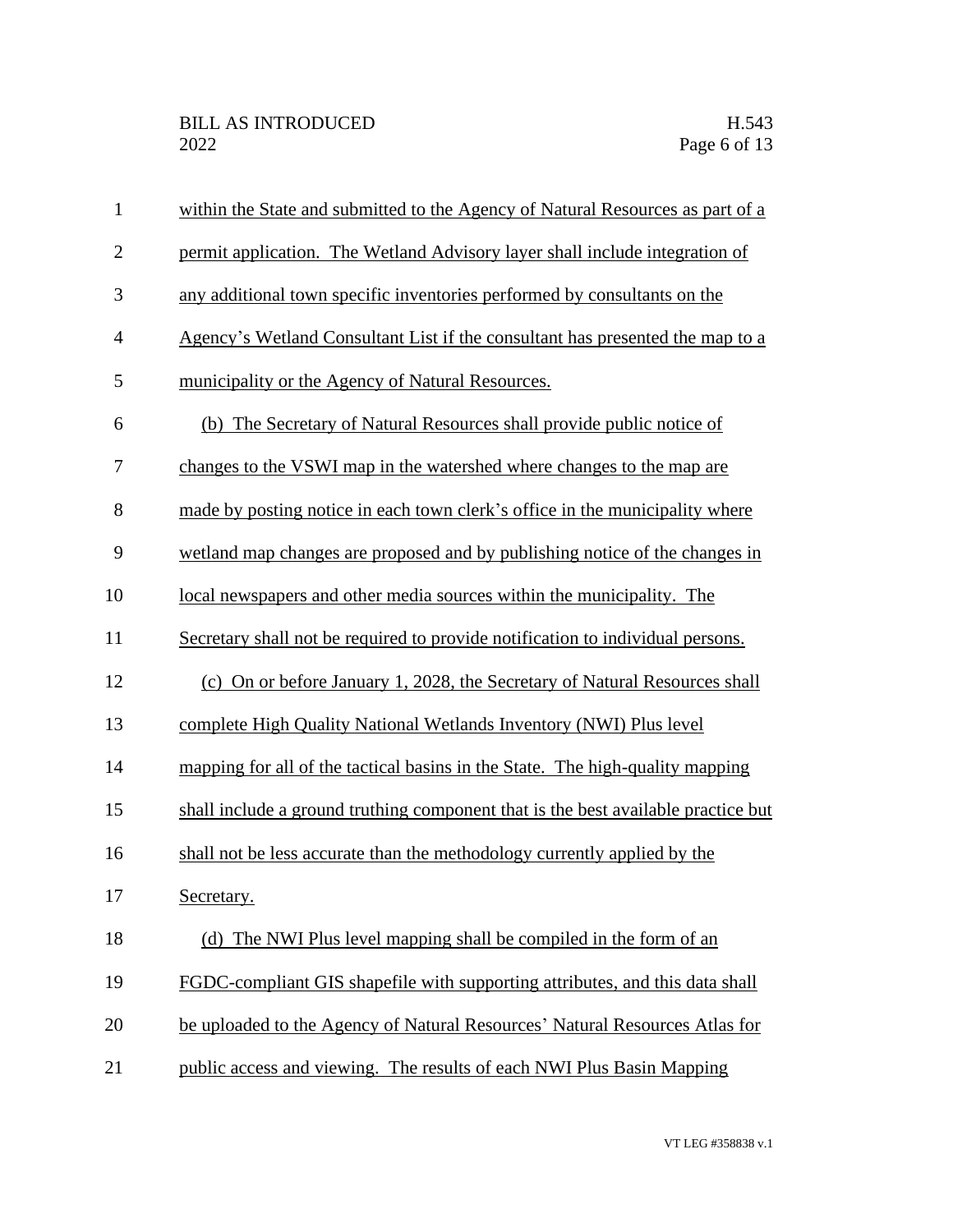within the State and submitted to the Agency of Natural Resources as part of a permit application. The Wetland Advisory layer shall include integration of any additional town specific inventories performed by consultants on the Agency's Wetland Consultant List if the consultant has presented the map to a municipality or the Agency of Natural Resources.

(b) The Secretary of Natural Resources shall provide public notice of changes to the VSWI map in the watershed where changes to the map are made by posting notice in each town clerk's office in the municipality where wetland map changes are proposed and by publishing notice of the changes in local newspapers and other media sources within the municipality. The Secretary shall not be required to provide notification to individual persons.

(c) On or before January 1, 2028, the Secretary of Natural Resources shall complete High Quality National Wetlands Inventory (NWI) Plus level mapping for all of the tactical basins in the State. The high-quality mapping shall include a ground truthing component that is the best available practice but shall not be less accurate than the methodology currently applied by the Secretary.

(d) The NWI Plus level mapping shall be compiled in the form of an FGDC-compliant GIS shapefile with supporting attributes, and this data shall be uploaded to the Agency of Natural Resources' Natural Resources Atlas for public access and viewing. The results of each NWI Plus Basin Mapping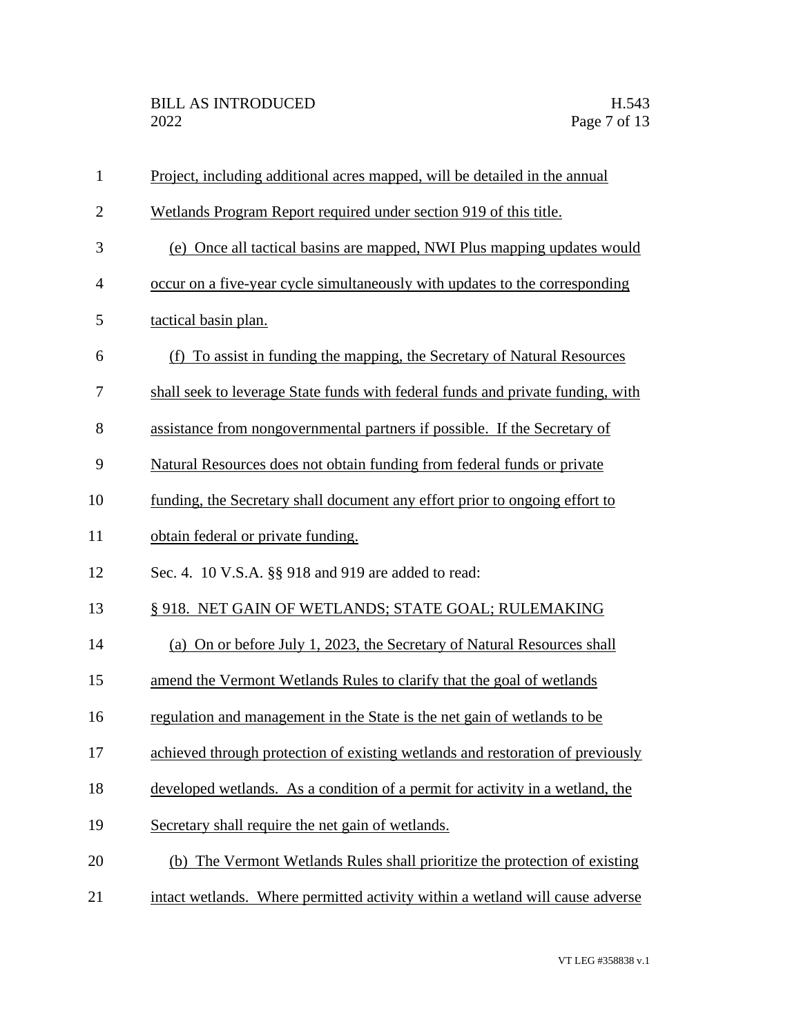Project, including additional acres mapped, will be detailed in the annual Wetlands Program Report required under section 919 of this title.

(e) Once all tactical basins are mapped, NWI Plus mapping updates would occur on a five-year cycle simultaneously with updates to the corresponding tactical basin plan.

(f) To assist in funding the mapping, the Secretary of Natural Resources shall seek to leverage State funds with federal funds and private funding, with assistance from nongovernmental partners if possible. If the Secretary of Natural Resources does not obtain funding from federal funds or private funding, the Secretary shall document any effort prior to ongoing effort to obtain federal or private funding.

Sec. 4. 10 V.S.A. §§ 918 and 919 are added to read:

§ 918. NET GAIN OF WETLANDS; STATE GOAL; RULEMAKING

(a) On or before July 1, 2023, the Secretary of Natural Resources shall amend the Vermont Wetlands Rules to clarify that the goal of wetlands regulation and management in the State is the net gain of wetlands to be achieved through protection of existing wetlands and restoration of previously developed wetlands. As a condition of a permit for activity in a wetland, the Secretary shall require the net gain of wetlands.

(b) The Vermont Wetlands Rules shall prioritize the protection of existing intact wetlands. Where permitted activity within a wetland will cause adverse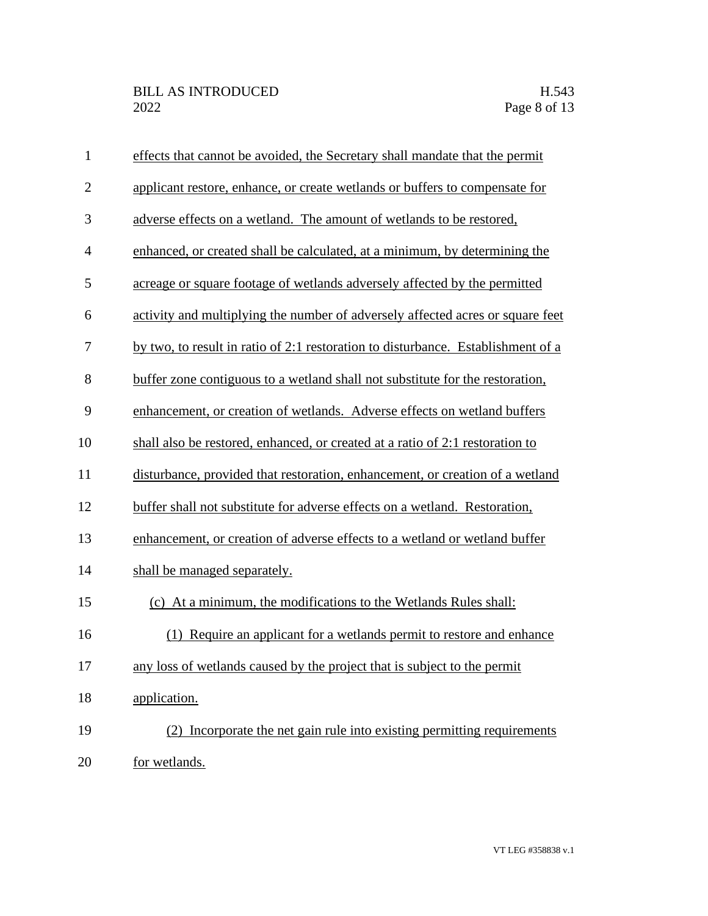effects that cannot be avoided, the Secretary shall mandate that the permit applicant restore, enhance, or create wetlands or buffers to compensate for adverse effects on a wetland. The amount of wetlands to be restored, enhanced, or created shall be calculated, at a minimum, by determining the acreage or square footage of wetlands adversely affected by the permitted activity and multiplying the number of adversely affected acres or square feet by two, to result in ratio of 2:1 restoration to disturbance. Establishment of a buffer zone contiguous to a wetland shall not substitute for the restoration, enhancement, or creation of wetlands. Adverse effects on wetland buffers shall also be restored, enhanced, or created at a ratio of 2:1 restoration to disturbance, provided that restoration, enhancement, or creation of a wetland buffer shall not substitute for adverse effects on a wetland. Restoration, enhancement, or creation of adverse effects to a wetland or wetland buffer shall be managed separately.

(c) At a minimum, the modifications to the Wetlands Rules shall:

(1) Require an applicant for a wetlands permit to restore and enhance any loss of wetlands caused by the project that is subject to the permit application.

(2) Incorporate the net gain rule into existing permitting requirements for wetlands.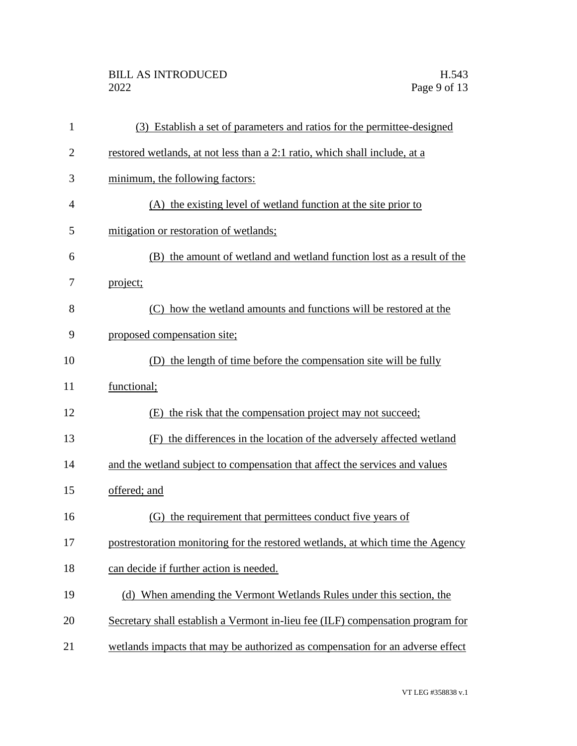(3) Establish a set of parameters and ratios for the permittee-designed restored wetlands, at not less than a 2:1 ratio, which shall include, at a minimum, the following factors:

(A) the existing level of wetland function at the site prior to mitigation or restoration of wetlands;

(B) the amount of wetland and wetland function lost as a result of the project;

(C) how the wetland amounts and functions will be restored at the proposed compensation site;

(D) the length of time before the compensation site will be fully functional;

(E) the risk that the compensation project may not succeed;

(F) the differences in the location of the adversely affected wetland and the wetland subject to compensation that affect the services and values offered; and

(G) the requirement that permittees conduct five years of postrestoration monitoring for the restored wetlands, at which time the Agency can decide if further action is needed.

(d) When amending the Vermont Wetlands Rules under this section, the Secretary shall establish a Vermont in-lieu fee (ILF) compensation program for wetlands impacts that may be authorized as compensation for an adverse effect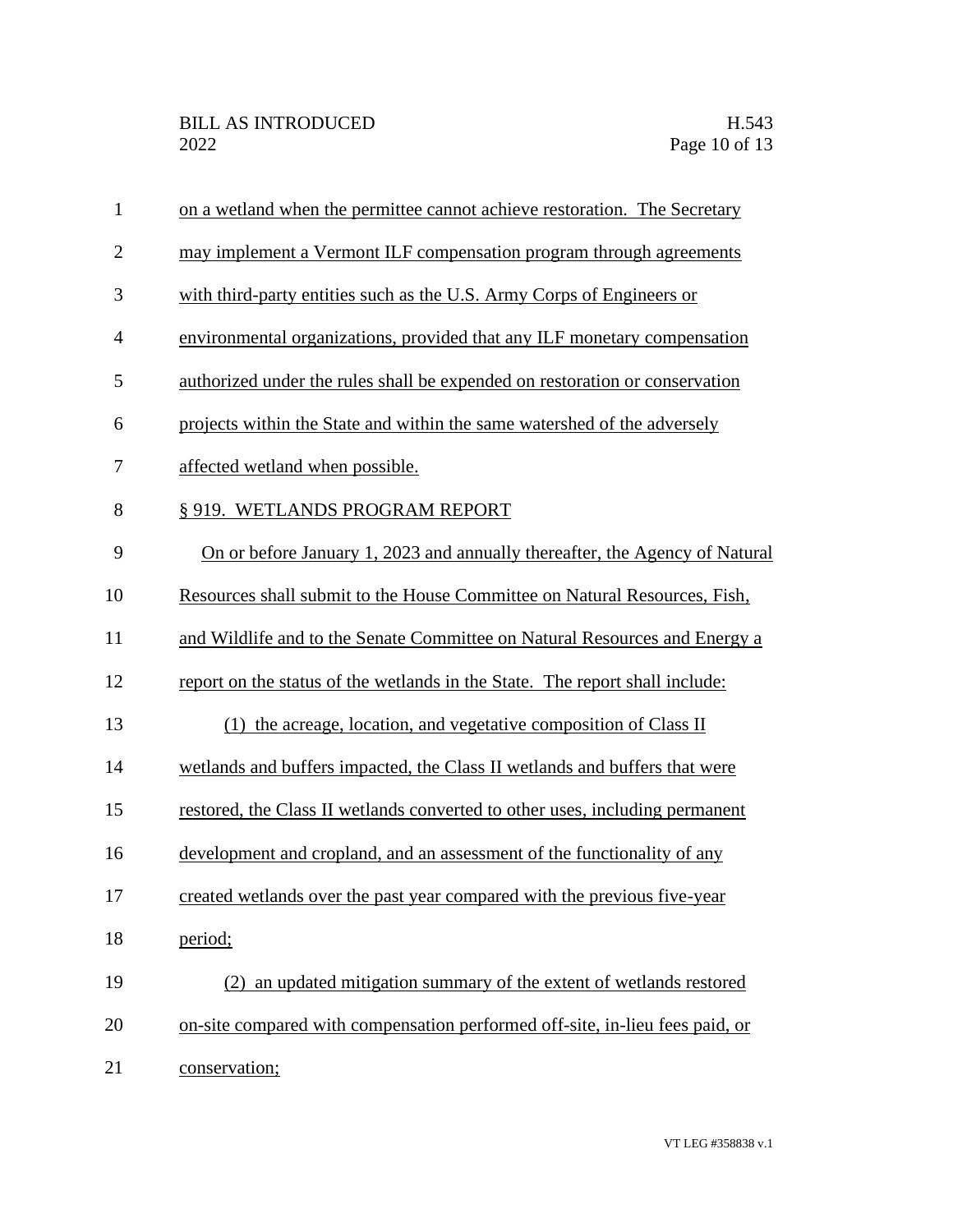on a wetland when the permittee cannot achieve restoration. The Secretary may implement a Vermont ILF compensation program through agreements with third-party entities such as the U.S. Army Corps of Engineers or environmental organizations, provided that any ILF monetary compensation authorized under the rules shall be expended on restoration or conservation projects within the State and within the same watershed of the adversely affected wetland when possible.

§ 919. WETLANDS PROGRAM REPORT

On or before January 1, 2023 and annually thereafter, the Agency of Natural Resources shall submit to the House Committee on Natural Resources, Fish, and Wildlife and to the Senate Committee on Natural Resources and Energy a report on the status of the wetlands in the State. The report shall include:

(1) the acreage, location, and vegetative composition of Class II wetlands and buffers impacted, the Class II wetlands and buffers that were restored, the Class II wetlands converted to other uses, including permanent development and cropland, and an assessment of the functionality of any created wetlands over the past year compared with the previous five-year period;

(2) an updated mitigation summary of the extent of wetlands restored on-site compared with compensation performed off-site, in-lieu fees paid, or conservation;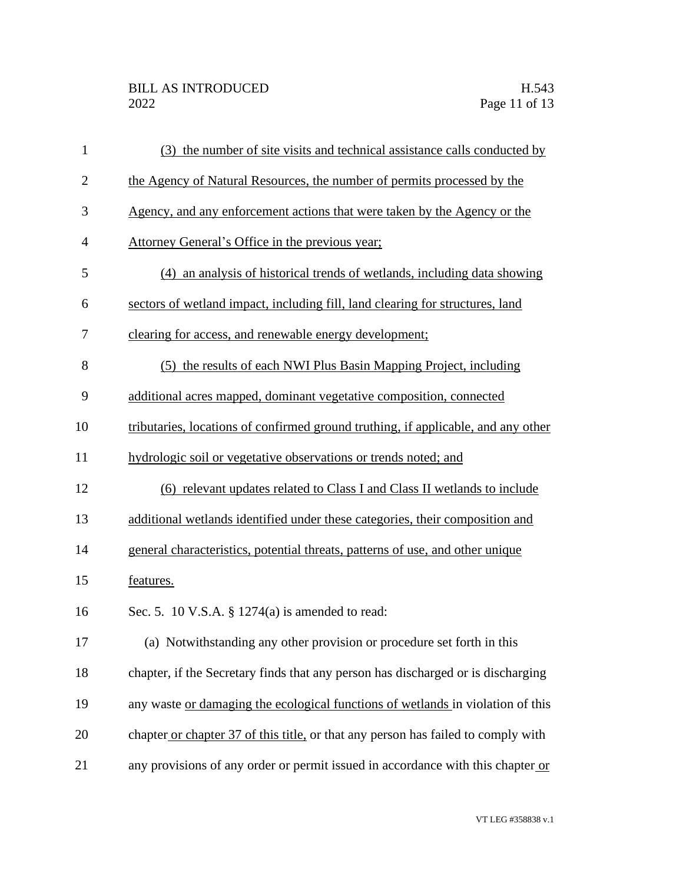(3) the number of site visits and technical assistance calls conducted by the Agency of Natural Resources, the number of permits processed by the Agency, and any enforcement actions that were taken by the Agency or the Attorney General's Office in the previous year;

(4) an analysis of historical trends of wetlands, including data showing sectors of wetland impact, including fill, land clearing for structures, land clearing for access, and renewable energy development;

(5) the results of each NWI Plus Basin Mapping Project, including additional acres mapped, dominant vegetative composition, connected tributaries, locations of confirmed ground truthing, if applicable, and any other hydrologic soil or vegetative observations or trends noted; and

(6) relevant updates related to Class I and Class II wetlands to include additional wetlands identified under these categories, their composition and general characteristics, potential threats, patterns of use, and other unique features.

Sec. 5. 10 V.S.A. § 1274(a) is amended to read:

(a) Notwithstanding any other provision or procedure set forth in this chapter, if the Secretary finds that any person has discharged or is discharging any waste or damaging the ecological functions of wetlands in violation of this chapter or chapter 37 of this title, or that any person has failed to comply with any provisions of any order or permit issued in accordance with this chapter or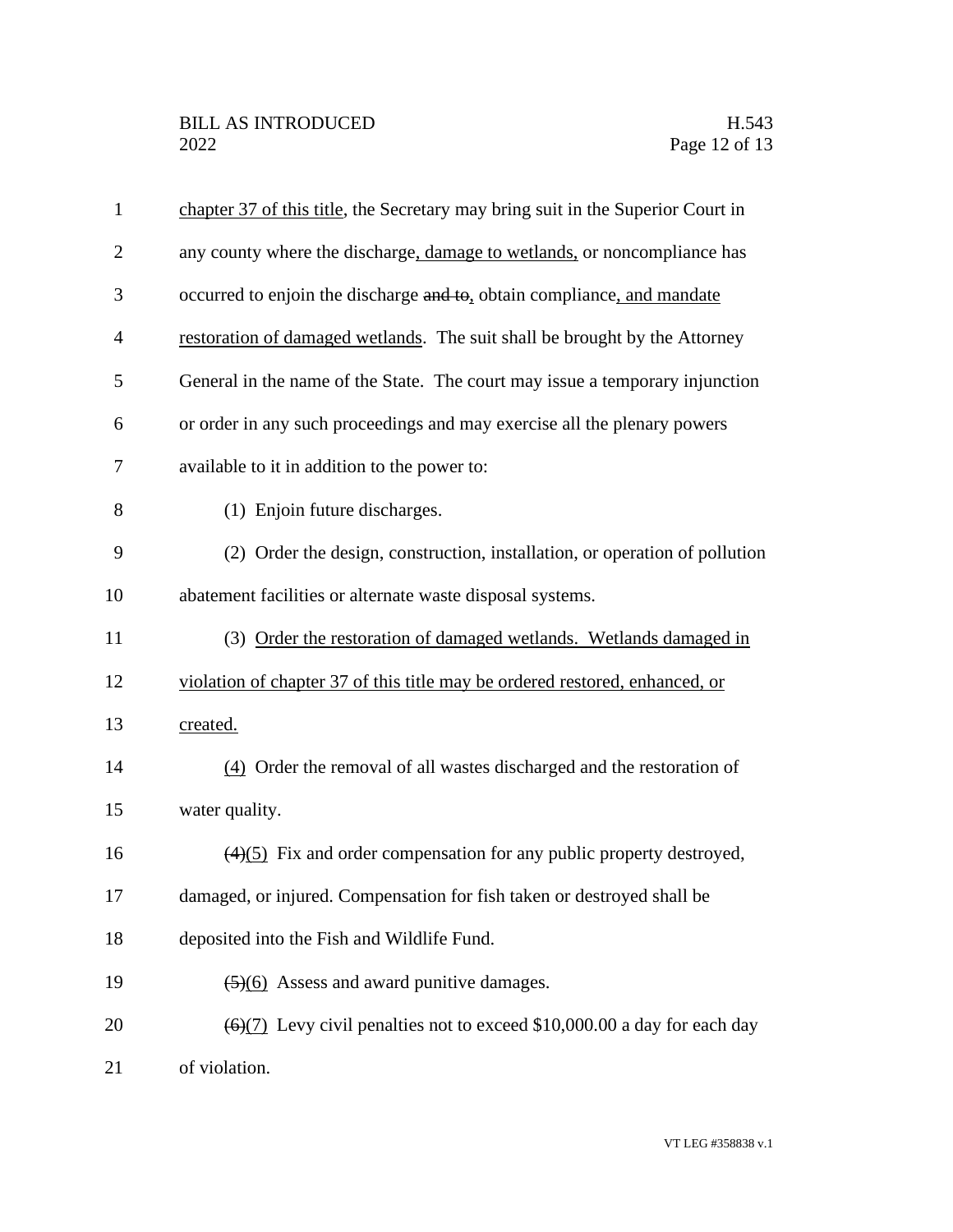chapter 37 of this title, the Secretary may bring suit in the Superior Court in any county where the discharge, damage to wetlands, or noncompliance has occurred to enjoin the discharge ~~and to~~, obtain compliance, and mandate restoration of damaged wetlands. The suit shall be brought by the Attorney General in the name of the State. The court may issue a temporary injunction or order in any such proceedings and may exercise all the plenary powers available to it in addition to the power to:

(1) Enjoin future discharges.

(2) Order the design, construction, installation, or operation of pollution abatement facilities or alternate waste disposal systems.

(3) Order the restoration of damaged wetlands. Wetlands damaged in violation of chapter 37 of this title may be ordered restored, enhanced, or created.

(4) Order the removal of all wastes discharged and the restoration of water quality.

~~(4)~~(5) Fix and order compensation for any public property destroyed, damaged, or injured. Compensation for fish taken or destroyed shall be deposited into the Fish and Wildlife Fund.

~~(5)~~(6) Assess and award punitive damages.

~~(6)~~(7) Levy civil penalties not to exceed $10,000.00 a day for each day of violation.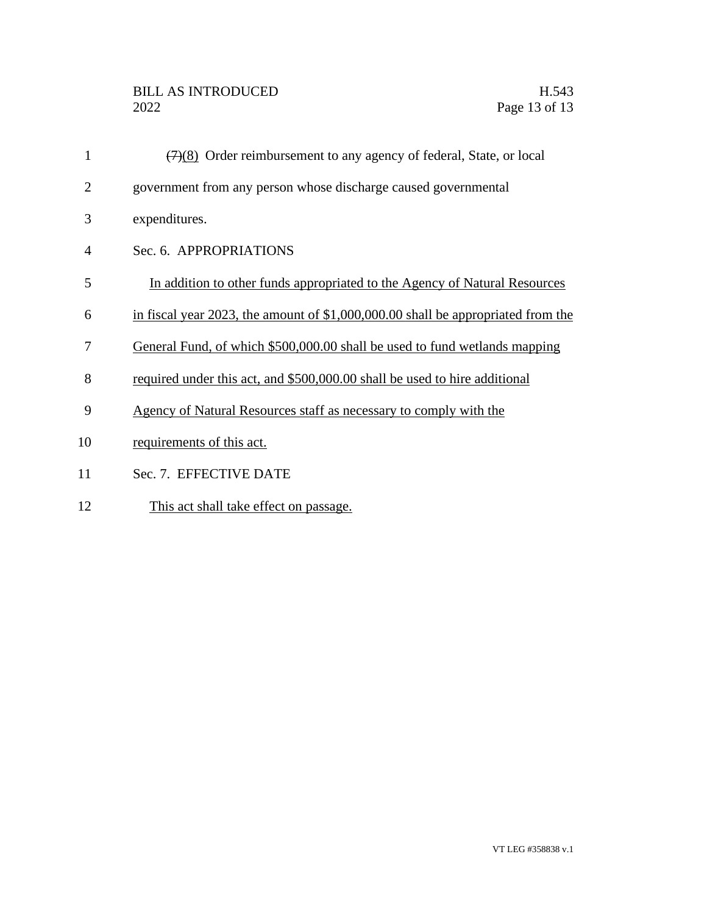~~(7)~~<u>(8)</u> Order reimbursement to any agency of federal, State, or local government from any person whose discharge caused governmental expenditures.

Sec. 6. APPROPRIATIONS

<u>In addition to other funds appropriated to the Agency of Natural Resources in fiscal year 2023, the amount of $1,000,000.00 shall be appropriated from the General Fund, of which $500,000.00 shall be used to fund wetlands mapping required under this act, and $500,000.00 shall be used to hire additional Agency of Natural Resources staff as necessary to comply with the requirements of this act.</u>

Sec. 7. EFFECTIVE DATE

<u>This act shall take effect on passage.</u>